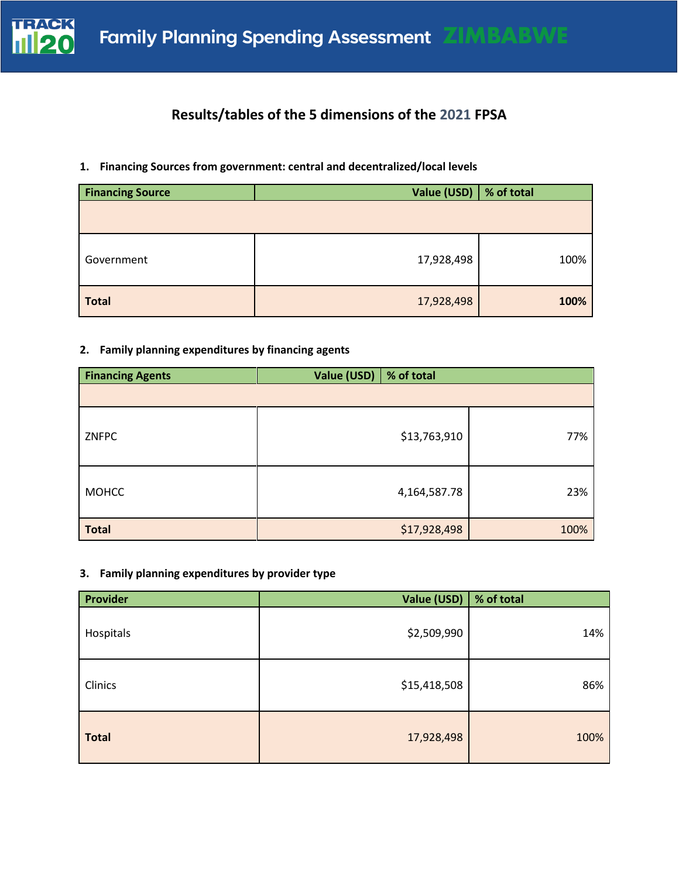# Family Planning Spending Assessment ZIMBABWE

## Results/tables of the 5 dimensions of the 2021 FPSA

1. **Financing Sources from government: central and decentralized/local levels**

| Financing Source | Value (USD) | % of total |
|---|---|---|
| | | |
| Government | 17,928,498 | 100% |
| **Total** | 17,928,498 | **100%** |

2. **Family planning expenditures by financing agents**

| Financing Agents | Value (USD) | % of total |
|---|---|---|
| | | |
| ZNFPC | $13,763,910 | 77% |
| MOHCC | 4,164,587.78 | 23% |
| **Total** | $17,928,498 | 100% |

3. **Family planning expenditures by provider type**

| Provider | Value (USD) | % of total |
|---|---|---|
| Hospitals | $2,509,990 | 14% |
| Clinics | $15,418,508 | 86% |
| **Total** | 17,928,498 | 100% |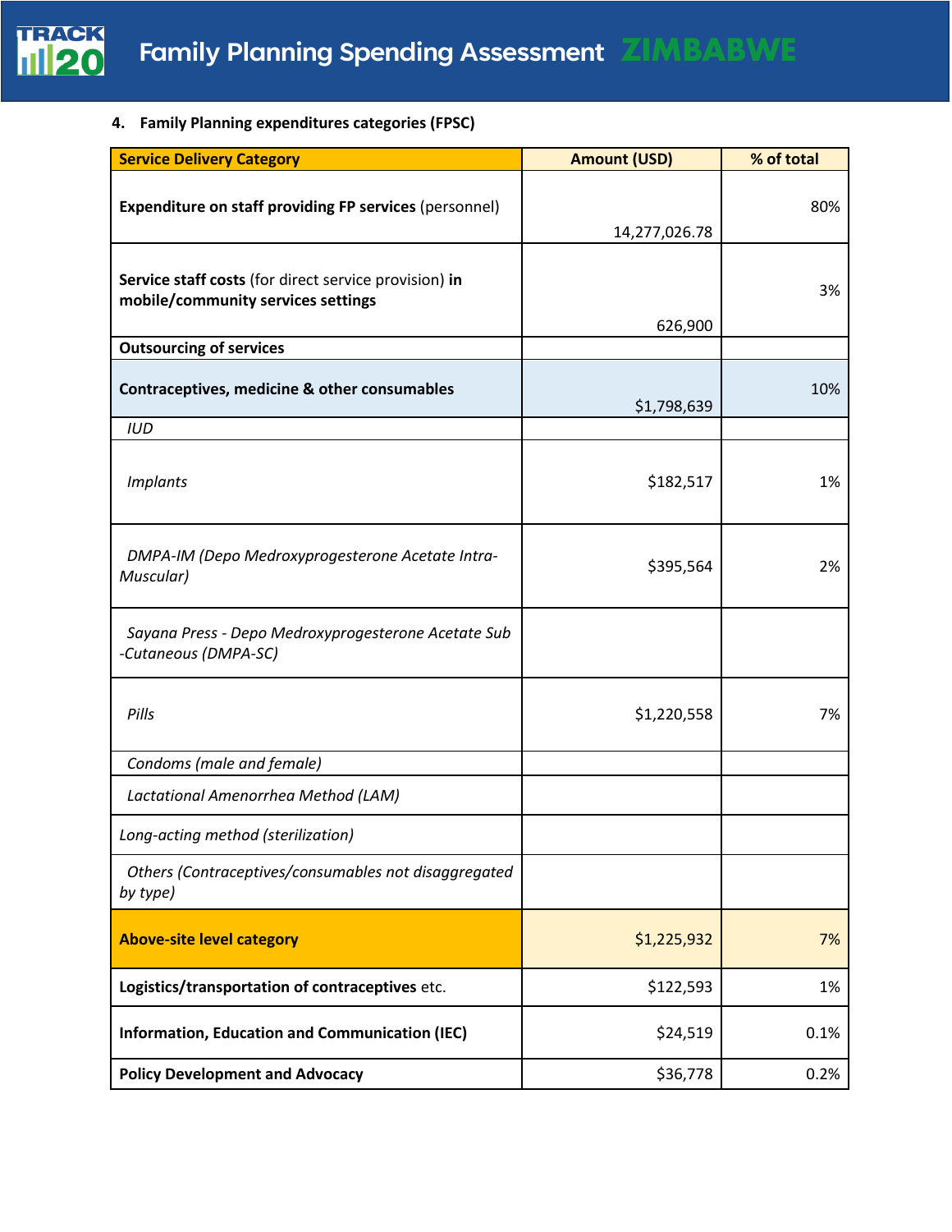4. **Family Planning expenditures categories (FPSC)**

| Service Delivery Category | Amount (USD) | % of total |
|---|---|---|
| **Expenditure on staff providing FP services** (personnel) | 14,277,026.78 | 80% |
| **Service staff costs** (for direct service provision) **in mobile/community services settings** | 626,900 | 3% |
| **Outsourcing of services** | | |
| **Contraceptives, medicine & other consumables** | $1,798,639 | 10% |
| *IUD* | | |
| *Implants* | $182,517 | 1% |
| *DMPA-IM (Depo Medroxyprogesterone Acetate Intra-Muscular)* | $395,564 | 2% |
| *Sayana Press - Depo Medroxyprogesterone Acetate Sub -Cutaneous (DMPA-SC)* | | |
| *Pills* | $1,220,558 | 7% |
| *Condoms (male and female)* | | |
| *Lactational Amenorrhea Method (LAM)* | | |
| *Long-acting method (sterilization)* | | |
| *Others (Contraceptives/consumables not disaggregated by type)* | | |
| **Above-site level category** | $1,225,932 | 7% |
| **Logistics/transportation of contraceptives** etc. | $122,593 | 1% |
| **Information, Education and Communication (IEC)** | $24,519 | 0.1% |
| **Policy Development and Advocacy** | $36,778 | 0.2% |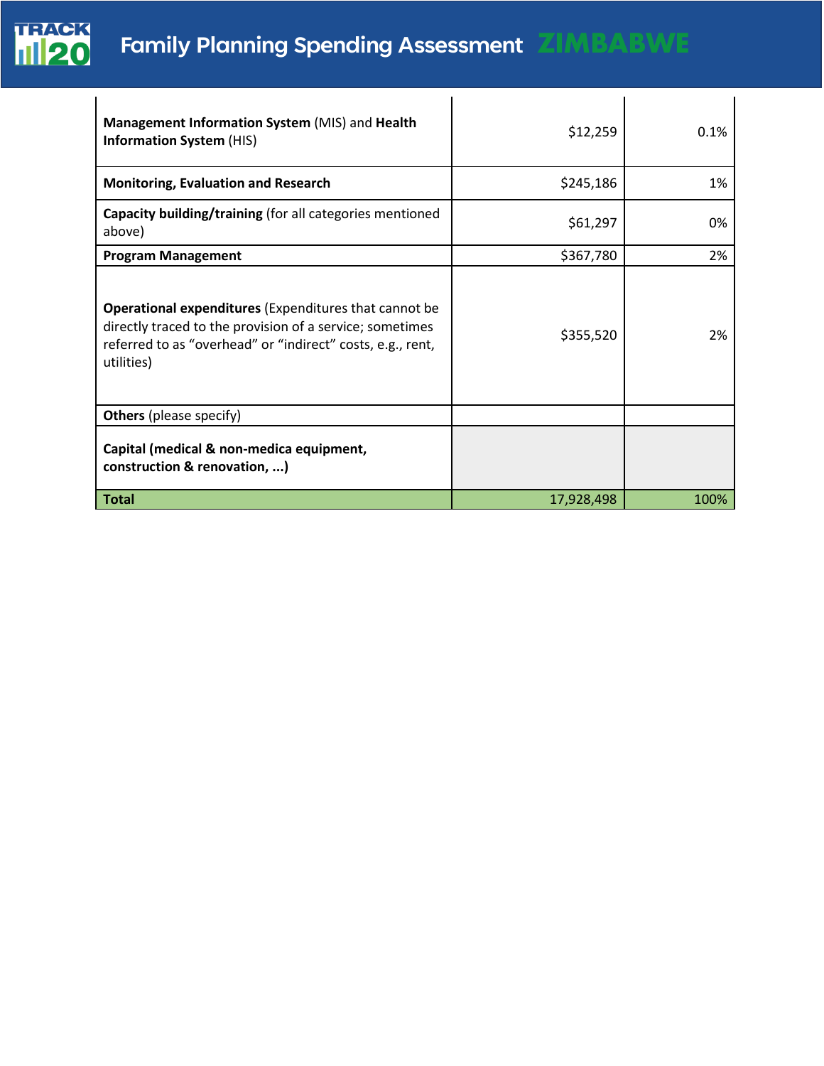| | | |
|---|---|---|
| **Management Information System** (MIS) and **Health Information System** (HIS) | $12,259 | 0.1% |
| **Monitoring, Evaluation and Research** | $245,186 | 1% |
| **Capacity building/training** (for all categories mentioned above) | $61,297 | 0% |
| **Program Management** | $367,780 | 2% |
| **Operational expenditures** (Expenditures that cannot be directly traced to the provision of a service; sometimes referred to as "overhead" or "indirect" costs, e.g., rent, utilities) | $355,520 | 2% |
| **Others** (please specify) | | |
| **Capital (medical & non-medica equipment, construction & renovation, ...)** | | |
| **Total** | 17,928,498 | 100% |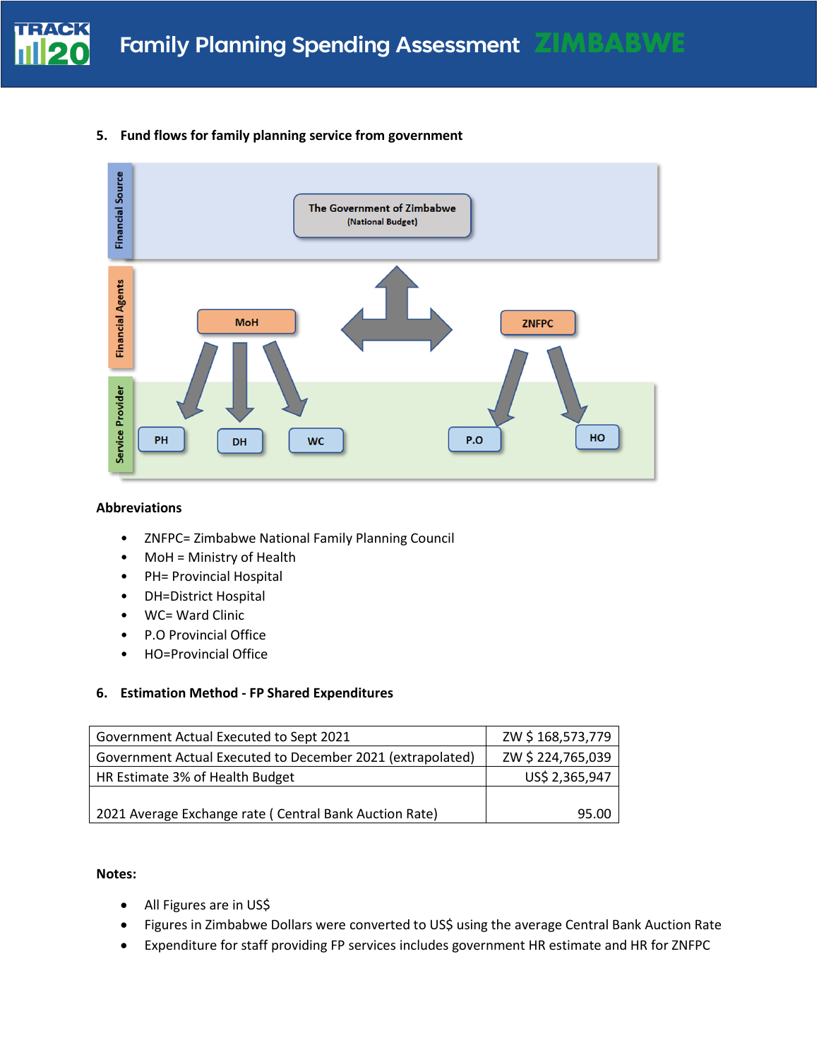### 5. Fund flows for family planning service from government

Financial Source

The Government of Zimbabwe
(National Budget)

Financial Agents

MoH

ZNFPC

Service Provider

PH

DH

WC

P.O

HO

**Abbreviations**

- ZNFPC= Zimbabwe National Family Planning Council
- MoH = Ministry of Health
- PH= Provincial Hospital
- DH=District Hospital
- WC= Ward Clinic
- P.O Provincial Office
- HO=Provincial Office

### 6. Estimation Method - FP Shared Expenditures

| | |
|---|---|
| Government Actual Executed to Sept 2021 | ZW $ 168,573,779 |
| Government Actual Executed to December 2021 (extrapolated) | ZW $ 224,765,039 |
| HR Estimate 3% of Health Budget | US$ 2,365,947 |
| 2021 Average Exchange rate ( Central Bank Auction Rate) | 95.00 |

**Notes:**

- All Figures are in US$
- Figures in Zimbabwe Dollars were converted to US$ using the average Central Bank Auction Rate
- Expenditure for staff providing FP services includes government HR estimate and HR for ZNFPC